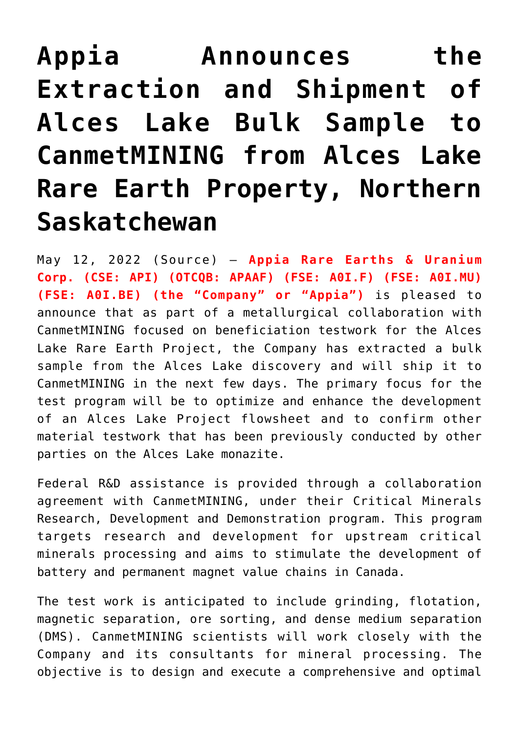# Appia Announces the Extraction and Shipment of Alces Lake Bulk Sample to CanmetMINING from Alces Lake Rare Earth Property, Northern Saskatchewan

May 12, 2022 (Source) — **Appia Rare Earths & Uranium Corp. (CSE: API) (OTCQB: APAAF) (FSE: A0I.F) (FSE: A0I.MU) (FSE: A0I.BE) (the "Company" or "Appia")** is pleased to announce that as part of a metallurgical collaboration with CanmetMINING focused on beneficiation testwork for the Alces Lake Rare Earth Project, the Company has extracted a bulk sample from the Alces Lake discovery and will ship it to CanmetMINING in the next few days. The primary focus for the test program will be to optimize and enhance the development of an Alces Lake Project flowsheet and to confirm other material testwork that has been previously conducted by other parties on the Alces Lake monazite.

Federal R&D assistance is provided through a collaboration agreement with CanmetMINING, under their Critical Minerals Research, Development and Demonstration program. This program targets research and development for upstream critical minerals processing and aims to stimulate the development of battery and permanent magnet value chains in Canada.

The test work is anticipated to include grinding, flotation, magnetic separation, ore sorting, and dense medium separation (DMS). CanmetMINING scientists will work closely with the Company and its consultants for mineral processing. The objective is to design and execute a comprehensive and optimal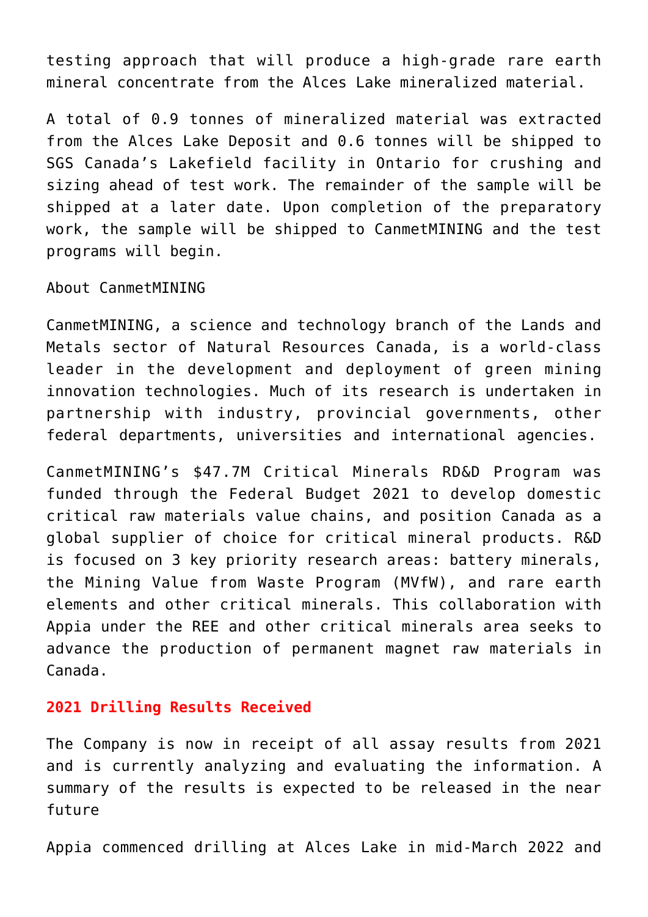testing approach that will produce a high-grade rare earth mineral concentrate from the Alces Lake mineralized material.

A total of 0.9 tonnes of mineralized material was extracted from the Alces Lake Deposit and 0.6 tonnes will be shipped to SGS Canada's Lakefield facility in Ontario for crushing and sizing ahead of test work. The remainder of the sample will be shipped at a later date. Upon completion of the preparatory work, the sample will be shipped to CanmetMINING and the test programs will begin.

About CanmetMINING

CanmetMINING, a science and technology branch of the Lands and Metals sector of Natural Resources Canada, is a world-class leader in the development and deployment of green mining innovation technologies. Much of its research is undertaken in partnership with industry, provincial governments, other federal departments, universities and international agencies.

CanmetMINING's $47.7M Critical Minerals RD&D Program was funded through the Federal Budget 2021 to develop domestic critical raw materials value chains, and position Canada as a global supplier of choice for critical mineral products. R&D is focused on 3 key priority research areas: battery minerals, the Mining Value from Waste Program (MVfW), and rare earth elements and other critical minerals. This collaboration with Appia under the REE and other critical minerals area seeks to advance the production of permanent magnet raw materials in Canada.

## 2021 Drilling Results Received

The Company is now in receipt of all assay results from 2021 and is currently analyzing and evaluating the information. A summary of the results is expected to be released in the near future

Appia commenced drilling at Alces Lake in mid-March 2022 and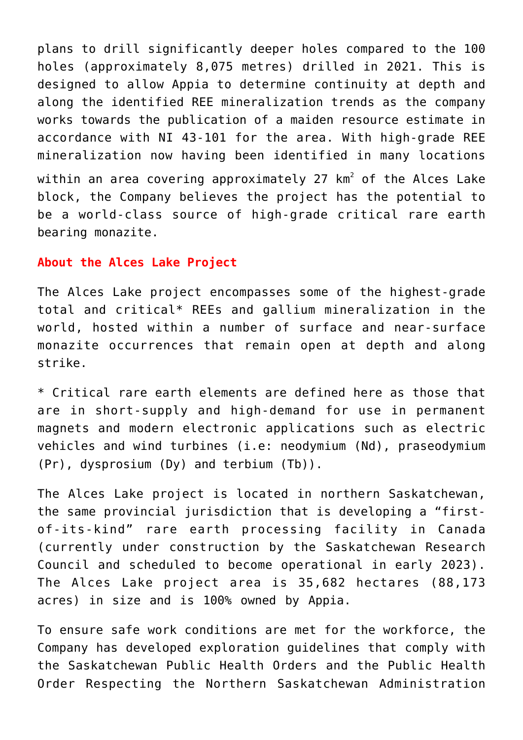plans to drill significantly deeper holes compared to the 100 holes (approximately 8,075 metres) drilled in 2021. This is designed to allow Appia to determine continuity at depth and along the identified REE mineralization trends as the company works towards the publication of a maiden resource estimate in accordance with NI 43-101 for the area. With high-grade REE mineralization now having been identified in many locations within an area covering approximately 27 $km^2$ of the Alces Lake block, the Company believes the project has the potential to be a world-class source of high-grade critical rare earth bearing monazite.

**About the Alces Lake Project**

The Alces Lake project encompasses some of the highest-grade total and critical* REEs and gallium mineralization in the world, hosted within a number of surface and near-surface monazite occurrences that remain open at depth and along strike.

* Critical rare earth elements are defined here as those that are in short-supply and high-demand for use in permanent magnets and modern electronic applications such as electric vehicles and wind turbines (i.e: neodymium (Nd), praseodymium (Pr), dysprosium (Dy) and terbium (Tb)).

The Alces Lake project is located in northern Saskatchewan, the same provincial jurisdiction that is developing a “first-of-its-kind” rare earth processing facility in Canada (currently under construction by the Saskatchewan Research Council and scheduled to become operational in early 2023). The Alces Lake project area is 35,682 hectares (88,173 acres) in size and is 100% owned by Appia.

To ensure safe work conditions are met for the workforce, the Company has developed exploration guidelines that comply with the Saskatchewan Public Health Orders and the Public Health Order Respecting the Northern Saskatchewan Administration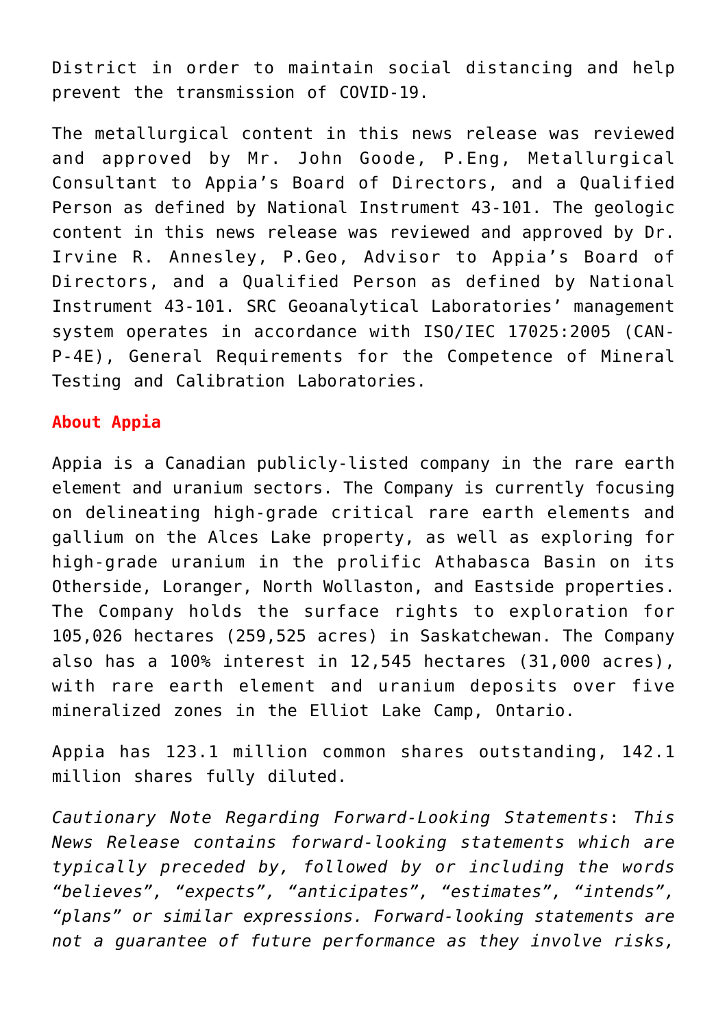District in order to maintain social distancing and help prevent the transmission of COVID-19.

The metallurgical content in this news release was reviewed and approved by Mr. John Goode, P.Eng, Metallurgical Consultant to Appia's Board of Directors, and a Qualified Person as defined by National Instrument 43-101. The geologic content in this news release was reviewed and approved by Dr. Irvine R. Annesley, P.Geo, Advisor to Appia's Board of Directors, and a Qualified Person as defined by National Instrument 43-101. SRC Geoanalytical Laboratories' management system operates in accordance with ISO/IEC 17025:2005 (CAN-P-4E), General Requirements for the Competence of Mineral Testing and Calibration Laboratories.

**About Appia**

Appia is a Canadian publicly-listed company in the rare earth element and uranium sectors. The Company is currently focusing on delineating high-grade critical rare earth elements and gallium on the Alces Lake property, as well as exploring for high-grade uranium in the prolific Athabasca Basin on its Otherside, Loranger, North Wollaston, and Eastside properties. The Company holds the surface rights to exploration for 105,026 hectares (259,525 acres) in Saskatchewan. The Company also has a 100% interest in 12,545 hectares (31,000 acres), with rare earth element and uranium deposits over five mineralized zones in the Elliot Lake Camp, Ontario.

Appia has 123.1 million common shares outstanding, 142.1 million shares fully diluted.

*Cautionary Note Regarding Forward-Looking Statements*: *This News Release contains forward-looking statements which are typically preceded by, followed by or including the words "believes", "expects", "anticipates", "estimates", "intends", "plans" or similar expressions. Forward-looking statements are not a guarantee of future performance as they involve risks,*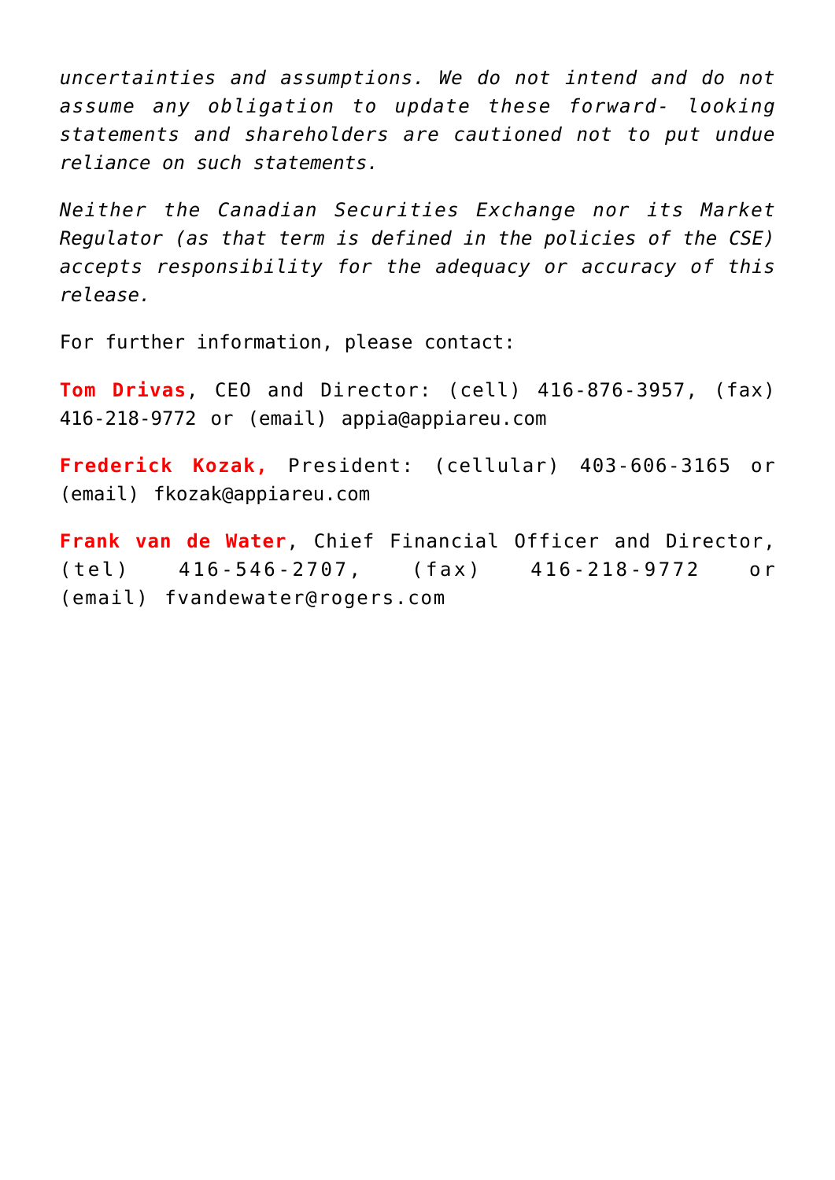*uncertainties and assumptions. We do not intend and do not assume any obligation to update these forward- looking statements and shareholders are cautioned not to put undue reliance on such statements.*

*Neither the Canadian Securities Exchange nor its Market Regulator (as that term is defined in the policies of the CSE) accepts responsibility for the adequacy or accuracy of this release.*

For further information, please contact:

**Tom Drivas**, CEO and Director: (cell) 416-876-3957, (fax) 416-218-9772 or (email) appia@appiareu.com

**Frederick Kozak,** President: (cellular) 403-606-3165 or (email) fkozak@appiareu.com

**Frank van de Water**, Chief Financial Officer and Director, (tel) 416-546-2707, (fax) 416-218-9772 or (email) fvandewater@rogers.com